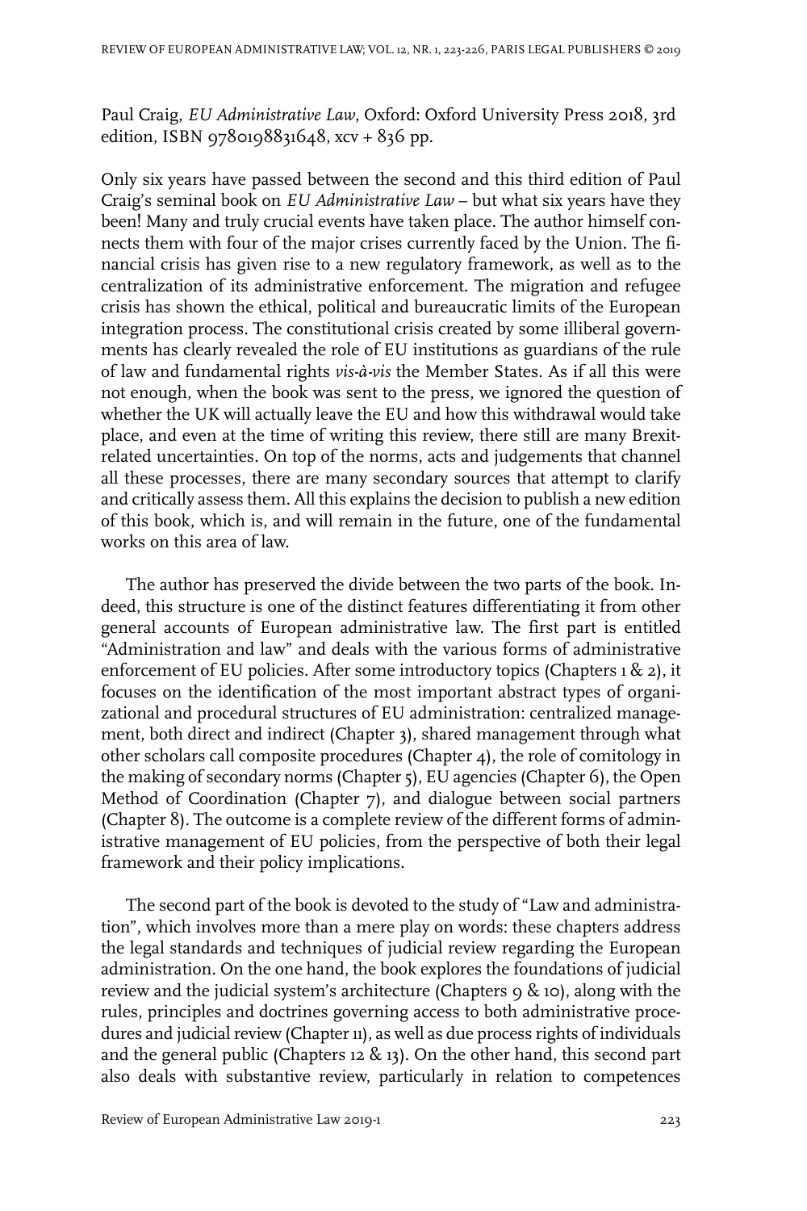Paul Craig, *EU Administrative Law*, Oxford: Oxford University Press 2018, 3rd edition, ISBN 9780198831648, xcv + 836 pp.

Only six years have passed between the second and this third edition of Paul Craig's seminal book on *EU Administrative Law* – but what six years have they been! Many and truly crucial events have taken place. The author himself connects them with four of the major crises currently faced by the Union. The financial crisis has given rise to a new regulatory framework, as well as to the centralization of its administrative enforcement. The migration and refugee crisis has shown the ethical, political and bureaucratic limits of the European integration process. The constitutional crisis created by some illiberal governments has clearly revealed the role of EU institutions as guardians of the rule of law and fundamental rights *vis-à-vis* the Member States. As if all this were not enough, when the book was sent to the press, we ignored the question of whether the UK will actually leave the EU and how this withdrawal would take place, and even at the time of writing this review, there still are many Brexit-related uncertainties. On top of the norms, acts and judgements that channel all these processes, there are many secondary sources that attempt to clarify and critically assess them. All this explains the decision to publish a new edition of this book, which is, and will remain in the future, one of the fundamental works on this area of law.

The author has preserved the divide between the two parts of the book. Indeed, this structure is one of the distinct features differentiating it from other general accounts of European administrative law. The first part is entitled "Administration and law" and deals with the various forms of administrative enforcement of EU policies. After some introductory topics (Chapters 1 & 2), it focuses on the identification of the most important abstract types of organizational and procedural structures of EU administration: centralized management, both direct and indirect (Chapter 3), shared management through what other scholars call composite procedures (Chapter 4), the role of comitology in the making of secondary norms (Chapter 5), EU agencies (Chapter 6), the Open Method of Coordination (Chapter 7), and dialogue between social partners (Chapter 8). The outcome is a complete review of the different forms of administrative management of EU policies, from the perspective of both their legal framework and their policy implications.

The second part of the book is devoted to the study of "Law and administration", which involves more than a mere play on words: these chapters address the legal standards and techniques of judicial review regarding the European administration. On the one hand, the book explores the foundations of judicial review and the judicial system's architecture (Chapters 9 & 10), along with the rules, principles and doctrines governing access to both administrative procedures and judicial review (Chapter 11), as well as due process rights of individuals and the general public (Chapters 12 & 13). On the other hand, this second part also deals with substantive review, particularly in relation to competences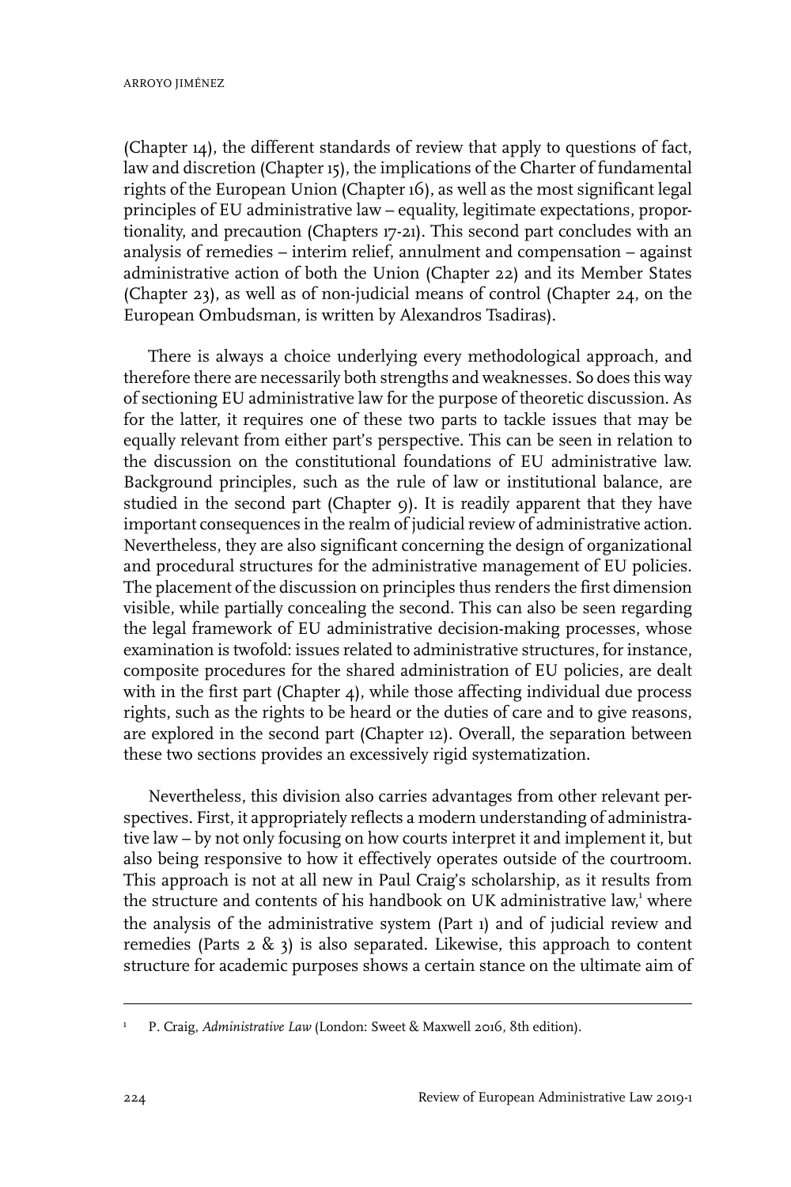(Chapter 14), the different standards of review that apply to questions of fact, law and discretion (Chapter 15), the implications of the Charter of fundamental rights of the European Union (Chapter 16), as well as the most significant legal principles of EU administrative law – equality, legitimate expectations, proportionality, and precaution (Chapters 17-21). This second part concludes with an analysis of remedies – interim relief, annulment and compensation – against administrative action of both the Union (Chapter 22) and its Member States (Chapter 23), as well as of non-judicial means of control (Chapter 24, on the European Ombudsman, is written by Alexandros Tsadiras).

There is always a choice underlying every methodological approach, and therefore there are necessarily both strengths and weaknesses. So does this way of sectioning EU administrative law for the purpose of theoretic discussion. As for the latter, it requires one of these two parts to tackle issues that may be equally relevant from either part's perspective. This can be seen in relation to the discussion on the constitutional foundations of EU administrative law. Background principles, such as the rule of law or institutional balance, are studied in the second part (Chapter 9). It is readily apparent that they have important consequences in the realm of judicial review of administrative action. Nevertheless, they are also significant concerning the design of organizational and procedural structures for the administrative management of EU policies. The placement of the discussion on principles thus renders the first dimension visible, while partially concealing the second. This can also be seen regarding the legal framework of EU administrative decision-making processes, whose examination is twofold: issues related to administrative structures, for instance, composite procedures for the shared administration of EU policies, are dealt with in the first part (Chapter 4), while those affecting individual due process rights, such as the rights to be heard or the duties of care and to give reasons, are explored in the second part (Chapter 12). Overall, the separation between these two sections provides an excessively rigid systematization.

Nevertheless, this division also carries advantages from other relevant perspectives. First, it appropriately reflects a modern understanding of administrative law – by not only focusing on how courts interpret it and implement it, but also being responsive to how it effectively operates outside of the courtroom. This approach is not at all new in Paul Craig's scholarship, as it results from the structure and contents of his handbook on UK administrative law,[1] where the analysis of the administrative system (Part 1) and of judicial review and remedies (Parts 2 & 3) is also separated. Likewise, this approach to content structure for academic purposes shows a certain stance on the ultimate aim of

---

[1] P. Craig, *Administrative Law* (London: Sweet & Maxwell 2016, 8th edition).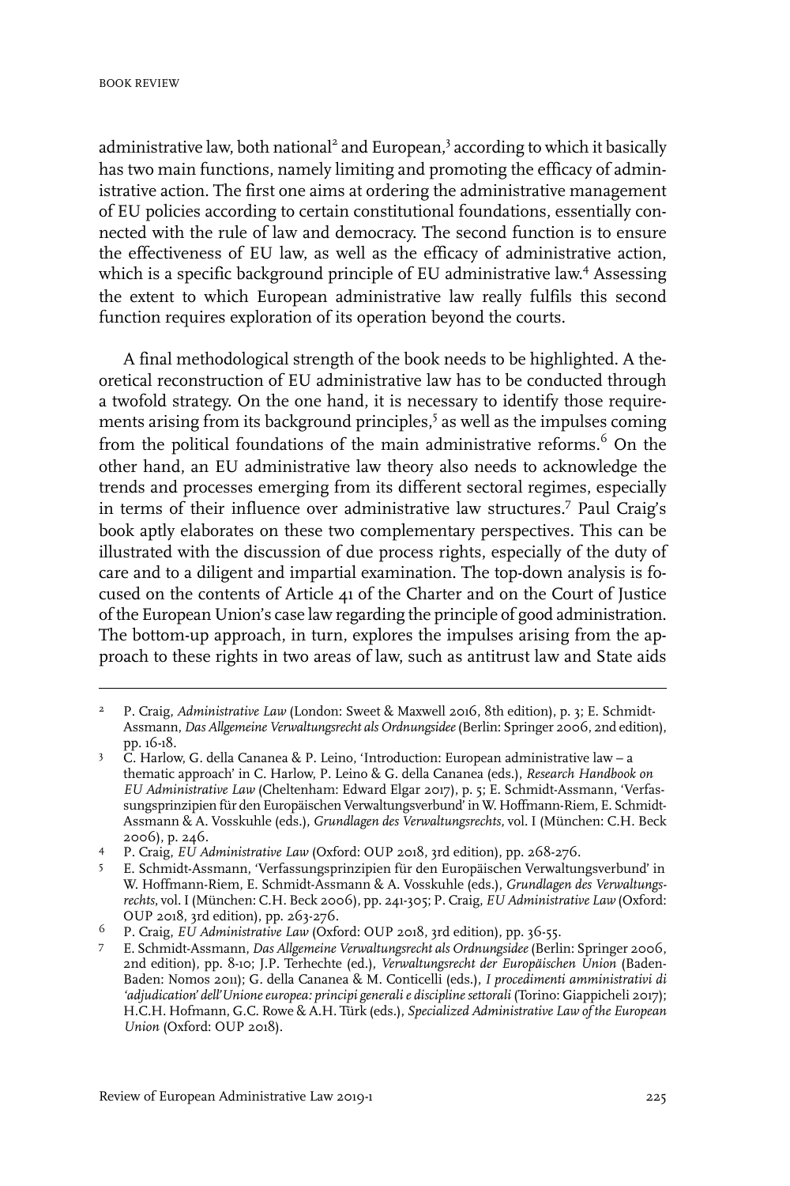administrative law, both national[2] and European,[3] according to which it basically has two main functions, namely limiting and promoting the efficacy of administrative action. The first one aims at ordering the administrative management of EU policies according to certain constitutional foundations, essentially connected with the rule of law and democracy. The second function is to ensure the effectiveness of EU law, as well as the efficacy of administrative action, which is a specific background principle of EU administrative law.[4] Assessing the extent to which European administrative law really fulfils this second function requires exploration of its operation beyond the courts.

A final methodological strength of the book needs to be highlighted. A theoretical reconstruction of EU administrative law has to be conducted through a twofold strategy. On the one hand, it is necessary to identify those requirements arising from its background principles,[5] as well as the impulses coming from the political foundations of the main administrative reforms.[6] On the other hand, an EU administrative law theory also needs to acknowledge the trends and processes emerging from its different sectoral regimes, especially in terms of their influence over administrative law structures.[7] Paul Craig's book aptly elaborates on these two complementary perspectives. This can be illustrated with the discussion of due process rights, especially of the duty of care and to a diligent and impartial examination. The top-down analysis is focused on the contents of Article 41 of the Charter and on the Court of Justice of the European Union's case law regarding the principle of good administration. The bottom-up approach, in turn, explores the impulses arising from the approach to these rights in two areas of law, such as antitrust law and State aids

---

2 P. Craig, *Administrative Law* (London: Sweet & Maxwell 2016, 8th edition), p. 3; E. Schmidt-Assmann, *Das Allgemeine Verwaltungsrecht als Ordnungsidee* (Berlin: Springer 2006, 2nd edition), pp. 16-18.

3 C. Harlow, G. della Cananea & P. Leino, 'Introduction: European administrative law – a thematic approach' in C. Harlow, P. Leino & G. della Cananea (eds.), *Research Handbook on EU Administrative Law* (Cheltenham: Edward Elgar 2017), p. 5; E. Schmidt-Assmann, 'Verfassungsprinzipien für den Europäischen Verwaltungsverbund' in W. Hoffmann-Riem, E. Schmidt-Assmann & A. Vosskuhle (eds.), *Grundlagen des Verwaltungsrechts*, vol. I (München: C.H. Beck 2006), p. 246.

4 P. Craig, *EU Administrative Law* (Oxford: OUP 2018, 3rd edition), pp. 268-276.

5 E. Schmidt-Assmann, 'Verfassungsprinzipien für den Europäischen Verwaltungsverbund' in W. Hoffmann-Riem, E. Schmidt-Assmann & A. Vosskuhle (eds.), *Grundlagen des Verwaltungsrechts*, vol. I (München: C.H. Beck 2006), pp. 241-305; P. Craig, *EU Administrative Law* (Oxford: OUP 2018, 3rd edition), pp. 263-276.

6 P. Craig, *EU Administrative Law* (Oxford: OUP 2018, 3rd edition), pp. 36-55.

7 E. Schmidt-Assmann, *Das Allgemeine Verwaltungsrecht als Ordnungsidee* (Berlin: Springer 2006, 2nd edition), pp. 8-10; J.P. Terhechte (ed.), *Verwaltungsrecht der Europäischen Union* (Baden-Baden: Nomos 2011); G. della Cananea & M. Conticelli (eds.), *I procedimenti amministrativi di 'adjudication' dell'Unione europea: principi generali e discipline settorali* (Torino: Giappicheli 2017); H.C.H. Hofmann, G.C. Rowe & A.H. Türk (eds.), *Specialized Administrative Law of the European Union* (Oxford: OUP 2018).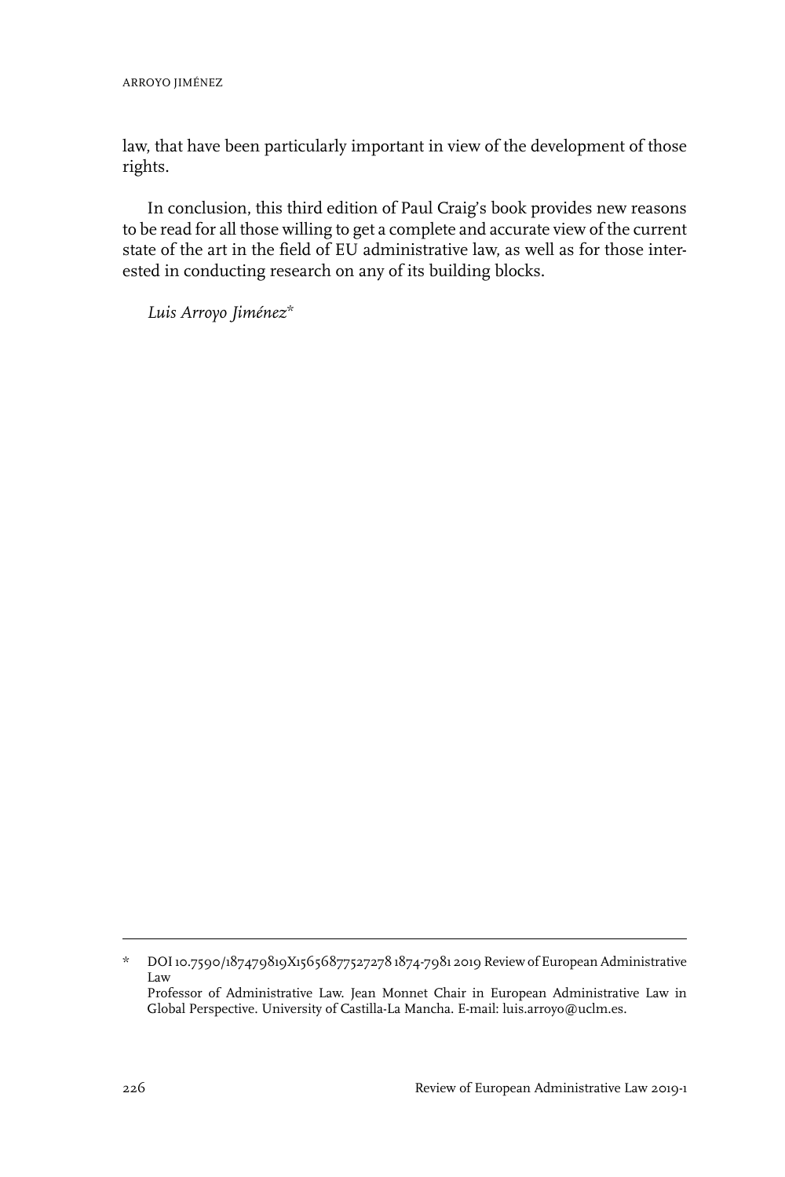law, that have been particularly important in view of the development of those rights.

In conclusion, this third edition of Paul Craig's book provides new reasons to be read for all those willing to get a complete and accurate view of the current state of the art in the field of EU administrative law, as well as for those interested in conducting research on any of its building blocks.

*Luis Arroyo Jiménez**

---

\* DOI 10.7590/187479819X15656877527278 1874-7981 2019 Review of European Administrative Law
Professor of Administrative Law. Jean Monnet Chair in European Administrative Law in Global Perspective. University of Castilla-La Mancha. E-mail: luis.arroyo@uclm.es.